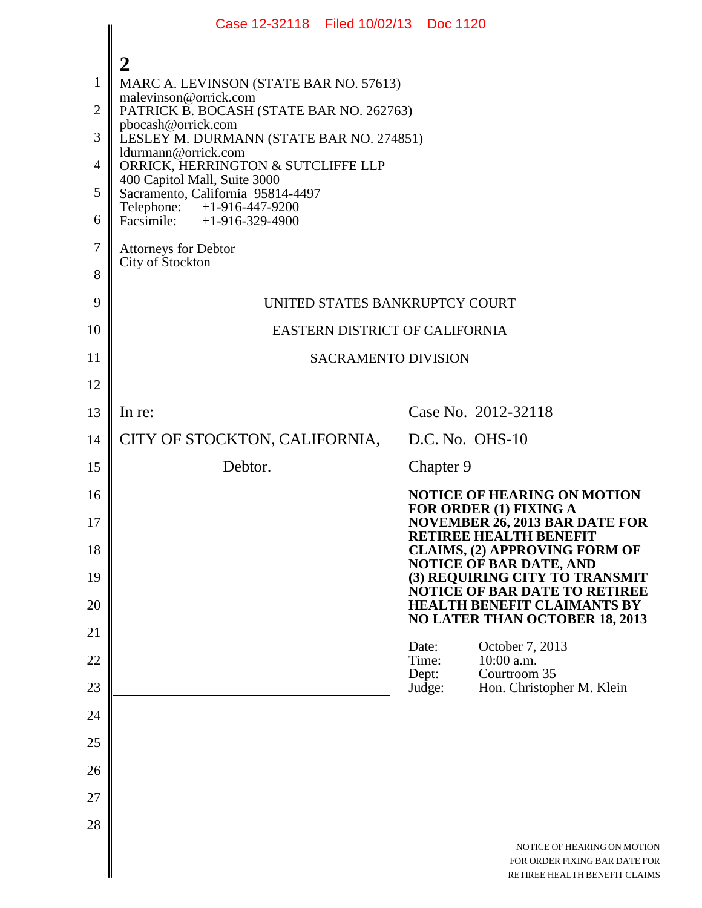MARC A. LEVINSON (STATE BAR NO. 57613)
malevinson@orrick.com
PATRICK B. BOCASH (STATE BAR NO. 262763)
pbocash@orrick.com
LESLEY M. DURMANN (STATE BAR NO. 274851)
ldurmann@orrick.com
ORRICK, HERRINGTON & SUTCLIFFE LLP
400 Capitol Mall, Suite 3000
Sacramento, California 95814-4497
Telephone: +1-916-447-9200
Facsimile: +1-916-329-4900

Attorneys for Debtor
City of Stockton

UNITED STATES BANKRUPTCY COURT

EASTERN DISTRICT OF CALIFORNIA

SACRAMENTO DIVISION

| | |
|---|---|
| In re:<br><br>CITY OF STOCKTON, CALIFORNIA,<br><br>Debtor. | Case No. 2012-32118<br><br>D.C. No. OHS-10<br><br>Chapter 9<br><br>**NOTICE OF HEARING ON MOTION FOR ORDER (1) FIXING A NOVEMBER 26, 2013 BAR DATE FOR RETIREE HEALTH BENEFIT CLAIMS, (2) APPROVING FORM OF NOTICE OF BAR DATE, AND (3) REQUIRING CITY TO TRANSMIT NOTICE OF BAR DATE TO RETIREE HEALTH BENEFIT CLAIMANTS BY NO LATER THAN OCTOBER 18, 2013**<br><br>Date: October 7, 2013<br>Time: 10:00 a.m.<br>Dept: Courtroom 35<br>Judge: Hon. Christopher M. Klein |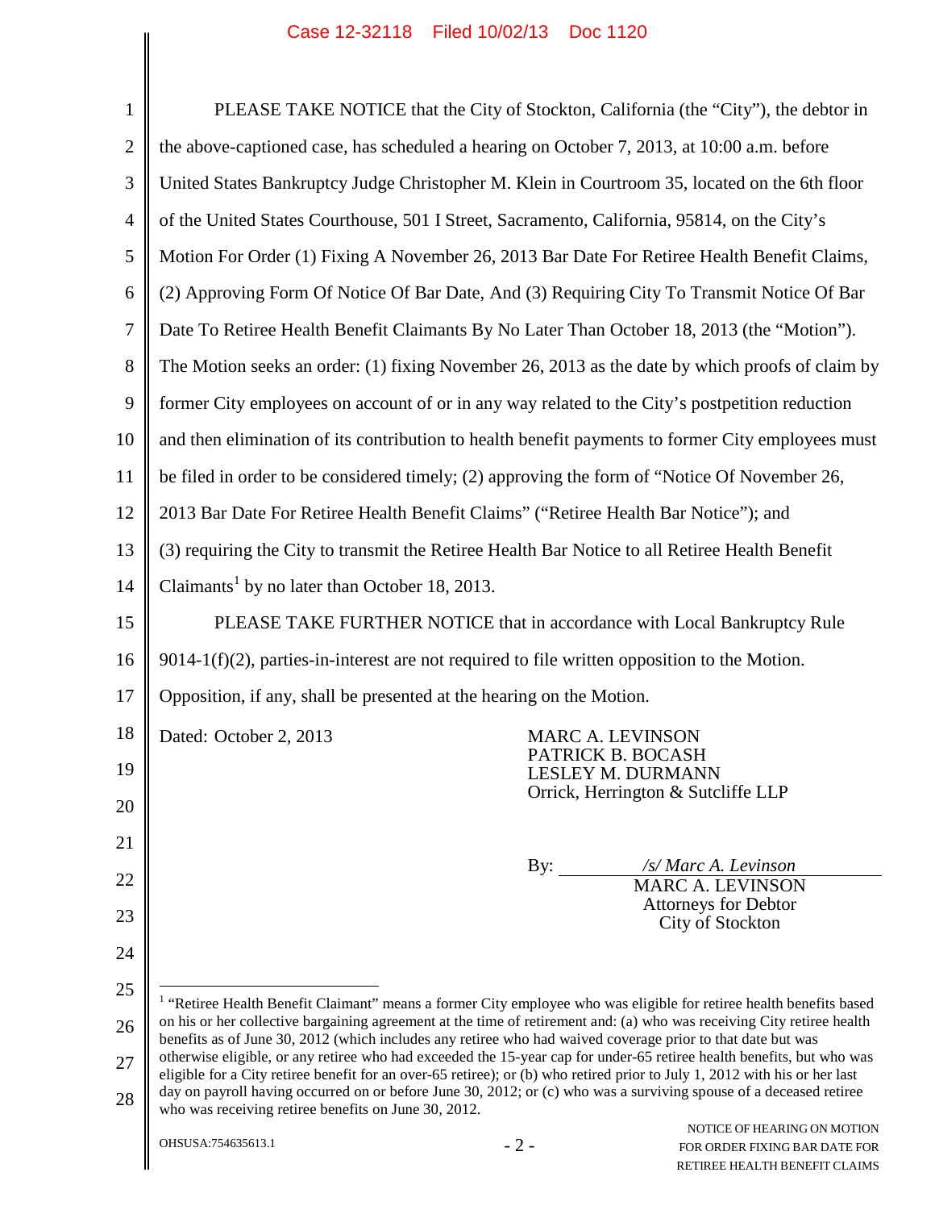PLEASE TAKE NOTICE that the City of Stockton, California (the "City"), the debtor in the above-captioned case, has scheduled a hearing on October 7, 2013, at 10:00 a.m. before United States Bankruptcy Judge Christopher M. Klein in Courtroom 35, located on the 6th floor of the United States Courthouse, 501 I Street, Sacramento, California, 95814, on the City's Motion For Order (1) Fixing A November 26, 2013 Bar Date For Retiree Health Benefit Claims, (2) Approving Form Of Notice Of Bar Date, And (3) Requiring City To Transmit Notice Of Bar Date To Retiree Health Benefit Claimants By No Later Than October 18, 2013 (the "Motion"). The Motion seeks an order: (1) fixing November 26, 2013 as the date by which proofs of claim by former City employees on account of or in any way related to the City's postpetition reduction and then elimination of its contribution to health benefit payments to former City employees must be filed in order to be considered timely; (2) approving the form of "Notice Of November 26, 2013 Bar Date For Retiree Health Benefit Claims" ("Retiree Health Bar Notice"); and (3) requiring the City to transmit the Retiree Health Bar Notice to all Retiree Health Benefit Claimants[1] by no later than October 18, 2013.

PLEASE TAKE FURTHER NOTICE that in accordance with Local Bankruptcy Rule 9014-1(f)(2), parties-in-interest are not required to file written opposition to the Motion. Opposition, if any, shall be presented at the hearing on the Motion.

Dated: October 2, 2013

MARC A. LEVINSON
PATRICK B. BOCASH
LESLEY M. DURMANN
Orrick, Herrington & Sutcliffe LLP

By: */s/ Marc A. Levinson*
MARC A. LEVINSON
Attorneys for Debtor
City of Stockton

---

[1] "Retiree Health Benefit Claimant" means a former City employee who was eligible for retiree health benefits based on his or her collective bargaining agreement at the time of retirement and: (a) who was receiving City retiree health benefits as of June 30, 2012 (which includes any retiree who had waived coverage prior to that date but was otherwise eligible, or any retiree who had exceeded the 15-year cap for under-65 retiree health benefits, but who was eligible for a City retiree benefit for an over-65 retiree); or (b) who retired prior to July 1, 2012 with his or her last day on payroll having occurred on or before June 30, 2012; or (c) who was a surviving spouse of a deceased retiree who was receiving retiree benefits on June 30, 2012.